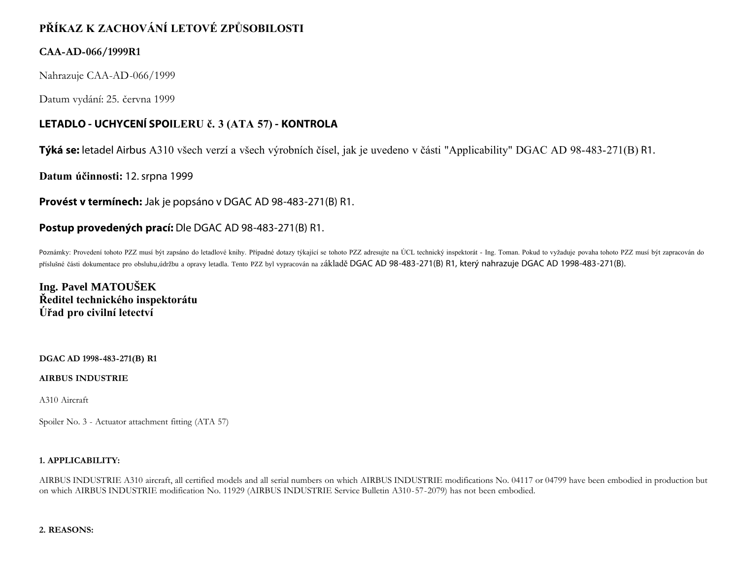## PŘÍKAZ K ZACHOVÁNÍ LETOVÉ ZPŮSOBILOSTI

### CAA-AD-066/1999R1

Nahrazuje CAA-AD-066/1999

Datum vydání: 25. června 1999

### LETADLO - UCHYCENÍ SPOILERU č. 3 (ATA 57) - KONTROLA

**Týká se:** letadel Airbus A310 všech verzí a všech výrobních čísel, jak je uvedeno v části "Applicability" DGAC AD 98-483-271(B) R1.

**Datum účinnosti:** 12. srpna 1999

**Provést v termínech:** Jak je popsáno v DGAC AD 98-483-271(B) R1.

**Postup provedených prací:** Dle DGAC AD 98-483-271(B) R1.

Poznámky: Provedení tohoto PZZ musí být zapsáno do letadlové knihy. Případné dotazy týkající se tohoto PZZ adresujte na ÚCL technický inspektorát - Ing. Toman. Pokud to vyžaduje povaha tohoto PZZ musí být zapracován do příslušné části dokumentace pro obsluhu,údržbu a opravy letadla. Tento PZZ byl vypracován na základě DGAC AD 98-483-271(B) R1, který nahrazuje DGAC AD 1998-483-271(B).

**Ing. Pavel MATOUŠEK**
**Ředitel technického inspektorátu**
**Úřad pro civilní letectví**

**DGAC AD 1998-483-271(B) R1**

**AIRBUS INDUSTRIE**

A310 Aircraft

Spoiler No. 3 - Actuator attachment fitting (ATA 57)

**1. APPLICABILITY:**

AIRBUS INDUSTRIE A310 aircraft, all certified models and all serial numbers on which AIRBUS INDUSTRIE modifications No. 04117 or 04799 have been embodied in production but on which AIRBUS INDUSTRIE modification No. 11929 (AIRBUS INDUSTRIE Service Bulletin A310-57-2079) has not been embodied.

**2. REASONS:**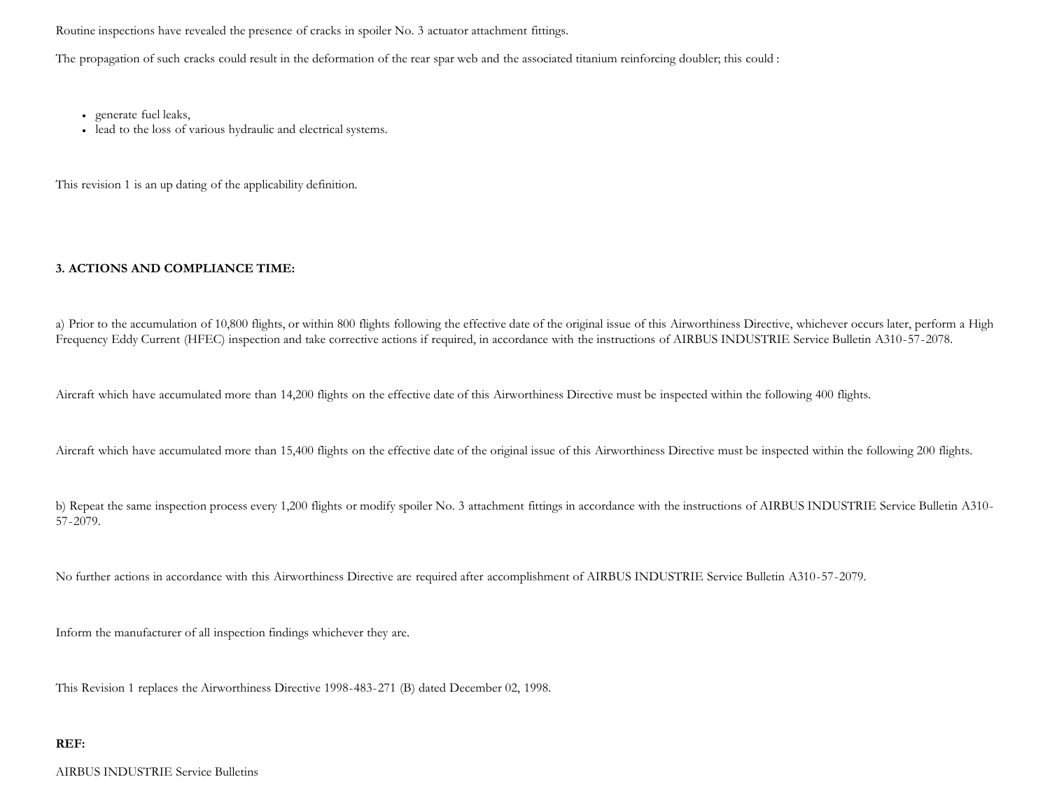Routine inspections have revealed the presence of cracks in spoiler No. 3 actuator attachment fittings.

The propagation of such cracks could result in the deformation of the rear spar web and the associated titanium reinforcing doubler; this could :

- generate fuel leaks,
- lead to the loss of various hydraulic and electrical systems.

This revision 1 is an up dating of the applicability definition.

**3. ACTIONS AND COMPLIANCE TIME:**

a) Prior to the accumulation of 10,800 flights, or within 800 flights following the effective date of the original issue of this Airworthiness Directive, whichever occurs later, perform a High Frequency Eddy Current (HFEC) inspection and take corrective actions if required, in accordance with the instructions of AIRBUS INDUSTRIE Service Bulletin A310-57-2078.

Aircraft which have accumulated more than 14,200 flights on the effective date of this Airworthiness Directive must be inspected within the following 400 flights.

Aircraft which have accumulated more than 15,400 flights on the effective date of the original issue of this Airworthiness Directive must be inspected within the following 200 flights.

b) Repeat the same inspection process every 1,200 flights or modify spoiler No. 3 attachment fittings in accordance with the instructions of AIRBUS INDUSTRIE Service Bulletin A310-57-2079.

No further actions in accordance with this Airworthiness Directive are required after accomplishment of AIRBUS INDUSTRIE Service Bulletin A310-57-2079.

Inform the manufacturer of all inspection findings whichever they are.

This Revision 1 replaces the Airworthiness Directive 1998-483-271 (B) dated December 02, 1998.

**REF:**

AIRBUS INDUSTRIE Service Bulletins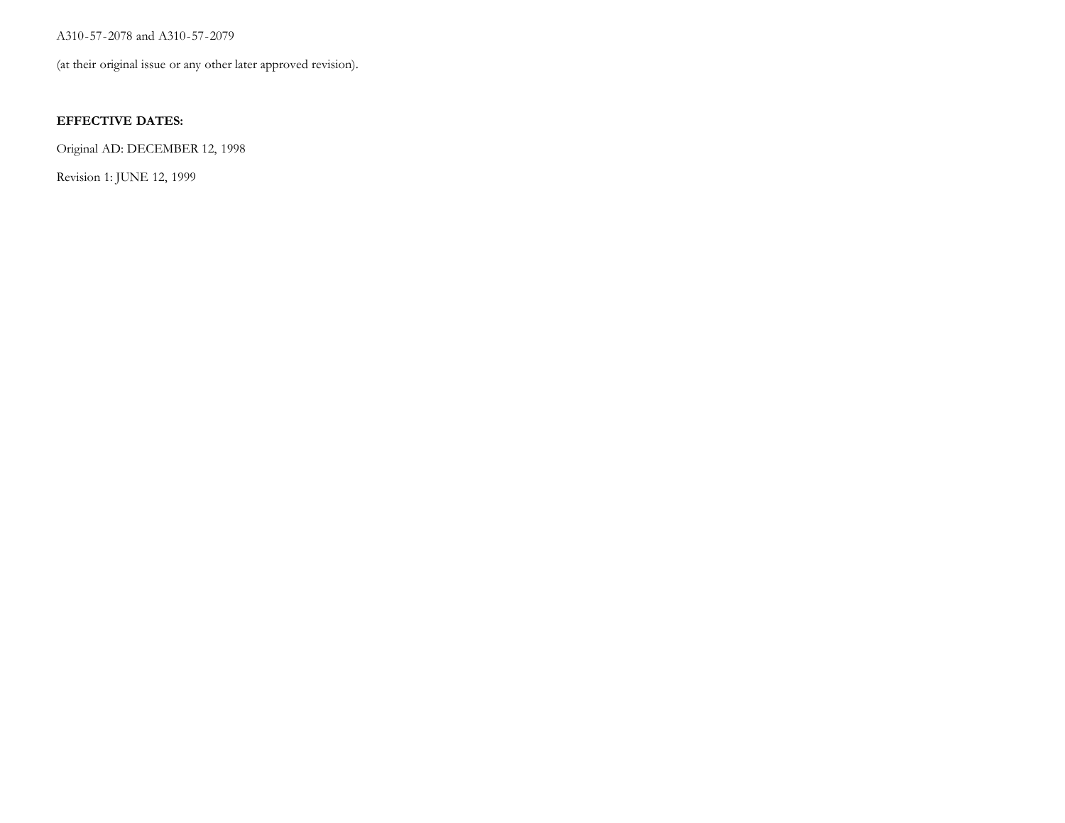A310-57-2078 and A310-57-2079

(at their original issue or any other later approved revision).

**EFFECTIVE DATES:**

Original AD: DECEMBER 12, 1998

Revision 1: JUNE 12, 1999